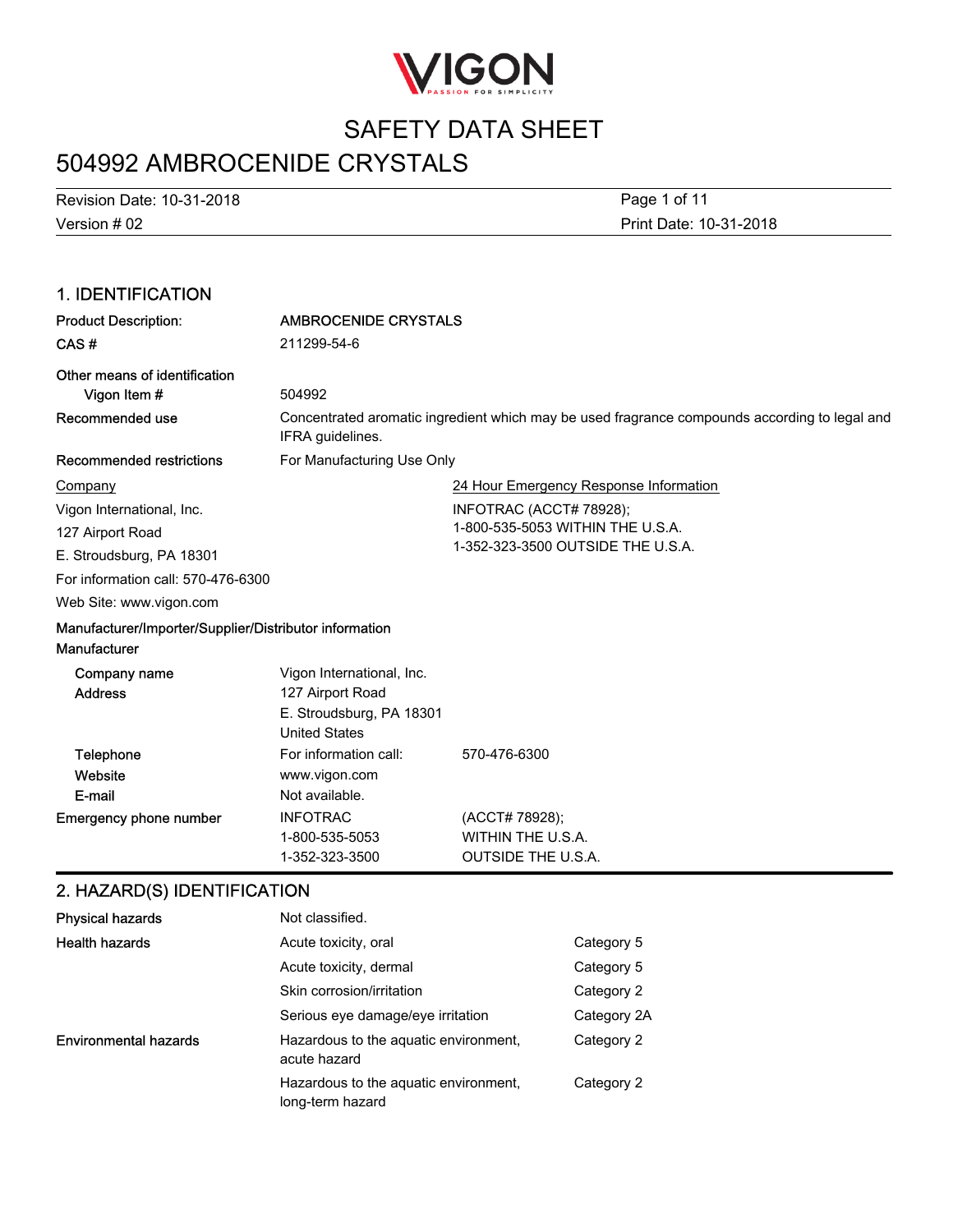VIGON

PASSION FOR SIMPLICITY

# SAFETY DATA SHEET

# 504992 AMBROCENIDE CRYSTALS

Revision Date: 10-31-2018

Version # 02

Print Date: 10-31-2018

## 1. IDENTIFICATION

**Product Description:** AMBROCENIDE CRYSTALS

**CAS #** 211299-54-6

**Other means of identification**

**Vigon Item #** 504992

**Recommended use** Concentrated aromatic ingredient which may be used fragrance compounds according to legal and IFRA guidelines.

**Recommended restrictions** For Manufacturing Use Only

Company

Vigon International, Inc.

127 Airport Road

E. Stroudsburg, PA 18301

For information call: 570-476-6300

Web Site: www.vigon.com

24 Hour Emergency Response Information

INFOTRAC (ACCT# 78928);

1-800-535-5053 WITHIN THE U.S.A.

1-352-323-3500 OUTSIDE THE U.S.A.

**Manufacturer/Importer/Supplier/Distributor information**

**Manufacturer**

| | | |
|---|---|---|
| **Company name** | Vigon International, Inc. | |
| **Address** | 127 Airport Road<br>E. Stroudsburg, PA 18301<br>United States | |
| **Telephone** | For information call: | 570-476-6300 |
| **Website** | www.vigon.com | |
| **E-mail** | Not available. | |
| **Emergency phone number** | INFOTRAC<br>1-800-535-5053<br>1-352-323-3500 | (ACCT# 78928);<br>WITHIN THE U.S.A.<br>OUTSIDE THE U.S.A. |

## 2. HAZARD(S) IDENTIFICATION

| | | |
|---|---|---|
| **Physical hazards** | Not classified. | |
| **Health hazards** | Acute toxicity, oral | Category 5 |
| | Acute toxicity, dermal | Category 5 |
| | Skin corrosion/irritation | Category 2 |
| | Serious eye damage/eye irritation | Category 2A |
| **Environmental hazards** | Hazardous to the aquatic environment, acute hazard | Category 2 |
| | Hazardous to the aquatic environment, long-term hazard | Category 2 |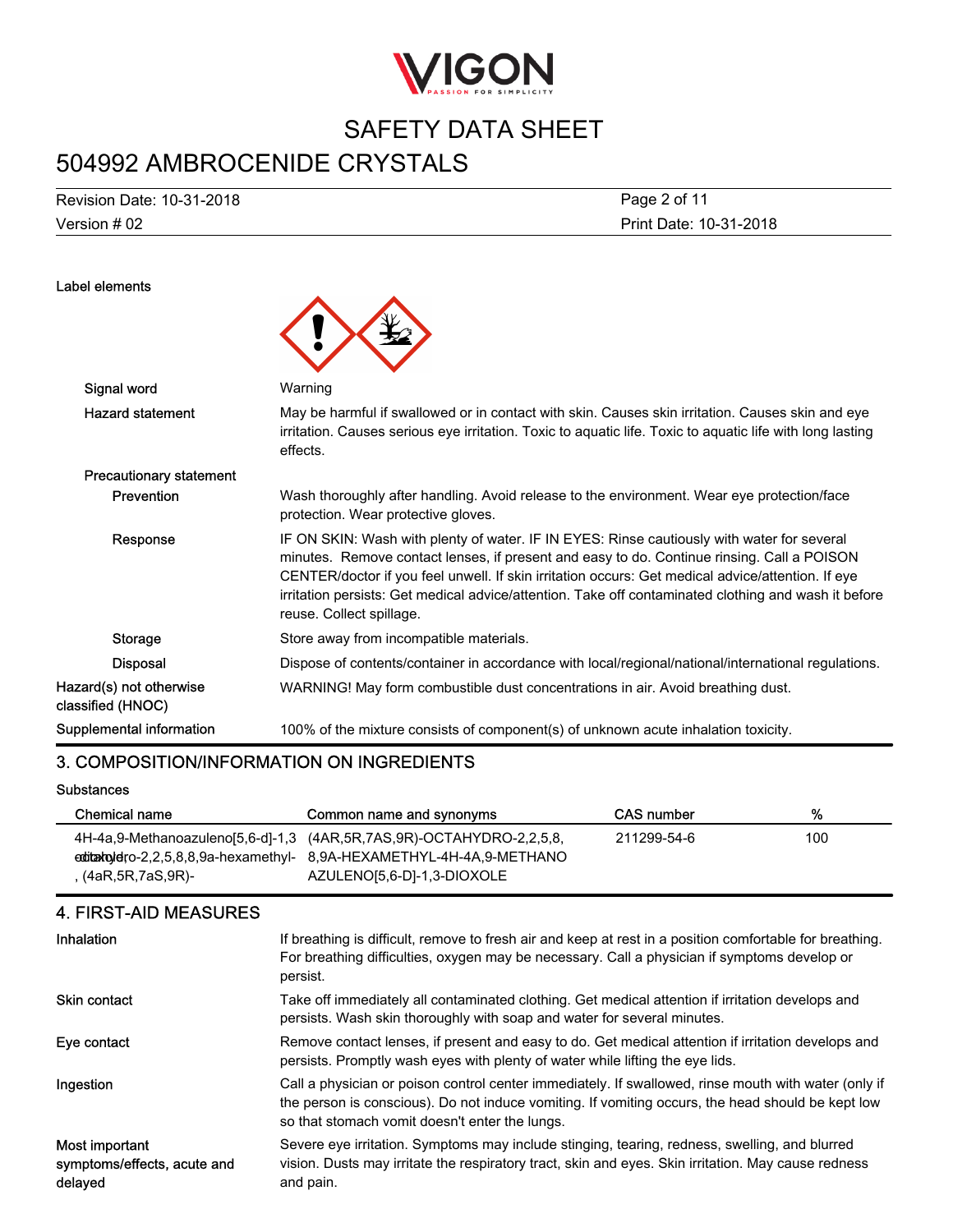Label elements

| | |
|---|---|
| Signal word | Warning |
| Hazard statement | May be harmful if swallowed or in contact with skin. Causes skin irritation. Causes skin and eye irritation. Causes serious eye irritation. Toxic to aquatic life. Toxic to aquatic life with long lasting effects. |
| Precautionary statement | |
| Prevention | Wash thoroughly after handling. Avoid release to the environment. Wear eye protection/face protection. Wear protective gloves. |
| Response | IF ON SKIN: Wash with plenty of water. IF IN EYES: Rinse cautiously with water for several minutes. Remove contact lenses, if present and easy to do. Continue rinsing. Call a POISON CENTER/doctor if you feel unwell. If skin irritation occurs: Get medical advice/attention. If eye irritation persists: Get medical advice/attention. Take off contaminated clothing and wash it before reuse. Collect spillage. |
| Storage | Store away from incompatible materials. |
| Disposal | Dispose of contents/container in accordance with local/regional/national/international regulations. |
| Hazard(s) not otherwise classified (HNOC) | WARNING! May form combustible dust concentrations in air. Avoid breathing dust. |
| Supplemental information | 100% of the mixture consists of component(s) of unknown acute inhalation toxicity. |

## 3. COMPOSITION/INFORMATION ON INGREDIENTS

Substances

| Chemical name | Common name and synonyms | CAS number | % |
|---|---|---|---|
| 4H-4a,9-Methanoazuleno[5,6-d]-1,3-dioxole, octahydro-2,2,5,8,8,9a-hexamethyl-, (4aR,5R,7aS,9R)- | (4AR,5R,7AS,9R)-OCTAHYDRO-2,2,5,8,8,9A-HEXAMETHYL-4H-4A,9-METHANO AZULENO[5,6-D]-1,3-DIOXOLE | 211299-54-6 | 100 |

## 4. FIRST-AID MEASURES

| | |
|---|---|
| Inhalation | If breathing is difficult, remove to fresh air and keep at rest in a position comfortable for breathing. For breathing difficulties, oxygen may be necessary. Call a physician if symptoms develop or persist. |
| Skin contact | Take off immediately all contaminated clothing. Get medical attention if irritation develops and persists. Wash skin thoroughly with soap and water for several minutes. |
| Eye contact | Remove contact lenses, if present and easy to do. Get medical attention if irritation develops and persists. Promptly wash eyes with plenty of water while lifting the eye lids. |
| Ingestion | Call a physician or poison control center immediately. If swallowed, rinse mouth with water (only if the person is conscious). Do not induce vomiting. If vomiting occurs, the head should be kept low so that stomach vomit doesn't enter the lungs. |
| Most important symptoms/effects, acute and delayed | Severe eye irritation. Symptoms may include stinging, tearing, redness, swelling, and blurred vision. Dusts may irritate the respiratory tract, skin and eyes. Skin irritation. May cause redness and pain. |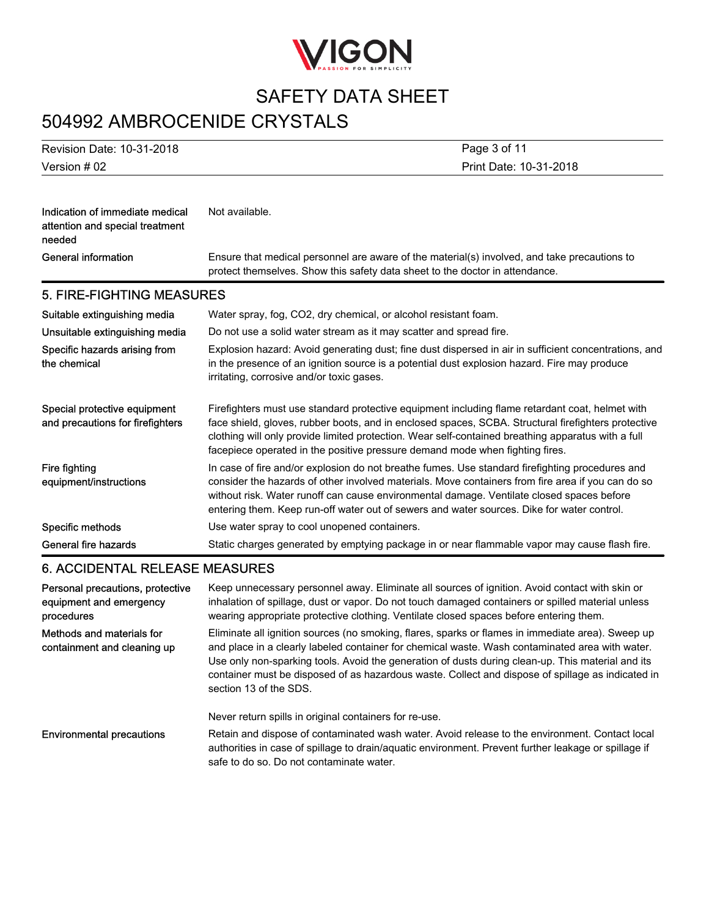| | |
|---|---|
| Indication of immediate medical attention and special treatment needed | Not available. |
| General information | Ensure that medical personnel are aware of the material(s) involved, and take precautions to protect themselves. Show this safety data sheet to the doctor in attendance. |

## 5. FIRE-FIGHTING MEASURES

| | |
|---|---|
| Suitable extinguishing media | Water spray, fog, $CO_2$, dry chemical, or alcohol resistant foam. |
| Unsuitable extinguishing media | Do not use a solid water stream as it may scatter and spread fire. |
| Specific hazards arising from the chemical | Explosion hazard: Avoid generating dust; fine dust dispersed in air in sufficient concentrations, and in the presence of an ignition source is a potential dust explosion hazard. Fire may produce irritating, corrosive and/or toxic gases. |
| Special protective equipment and precautions for firefighters | Firefighters must use standard protective equipment including flame retardant coat, helmet with face shield, gloves, rubber boots, and in enclosed spaces, SCBA. Structural firefighters protective clothing will only provide limited protection. Wear self-contained breathing apparatus with a full facepiece operated in the positive pressure demand mode when fighting fires. |
| Fire fighting equipment/instructions | In case of fire and/or explosion do not breathe fumes. Use standard firefighting procedures and consider the hazards of other involved materials. Move containers from fire area if you can do so without risk. Water runoff can cause environmental damage. Ventilate closed spaces before entering them. Keep run-off water out of sewers and water sources. Dike for water control. |
| Specific methods | Use water spray to cool unopened containers. |
| General fire hazards | Static charges generated by emptying package in or near flammable vapor may cause flash fire. |

## 6. ACCIDENTAL RELEASE MEASURES

| | |
|---|---|
| Personal precautions, protective equipment and emergency procedures | Keep unnecessary personnel away. Eliminate all sources of ignition. Avoid contact with skin or inhalation of spillage, dust or vapor. Do not touch damaged containers or spilled material unless wearing appropriate protective clothing. Ventilate closed spaces before entering them. |
| Methods and materials for containment and cleaning up | Eliminate all ignition sources (no smoking, flares, sparks or flames in immediate area). Sweep up and place in a clearly labeled container for chemical waste. Wash contaminated area with water. Use only non-sparking tools. Avoid the generation of dusts during clean-up. This material and its container must be disposed of as hazardous waste. Collect and dispose of spillage as indicated in section 13 of the SDS.<br><br>Never return spills in original containers for re-use. |
| Environmental precautions | Retain and dispose of contaminated wash water. Avoid release to the environment. Contact local authorities in case of spillage to drain/aquatic environment. Prevent further leakage or spillage if safe to do so. Do not contaminate water. |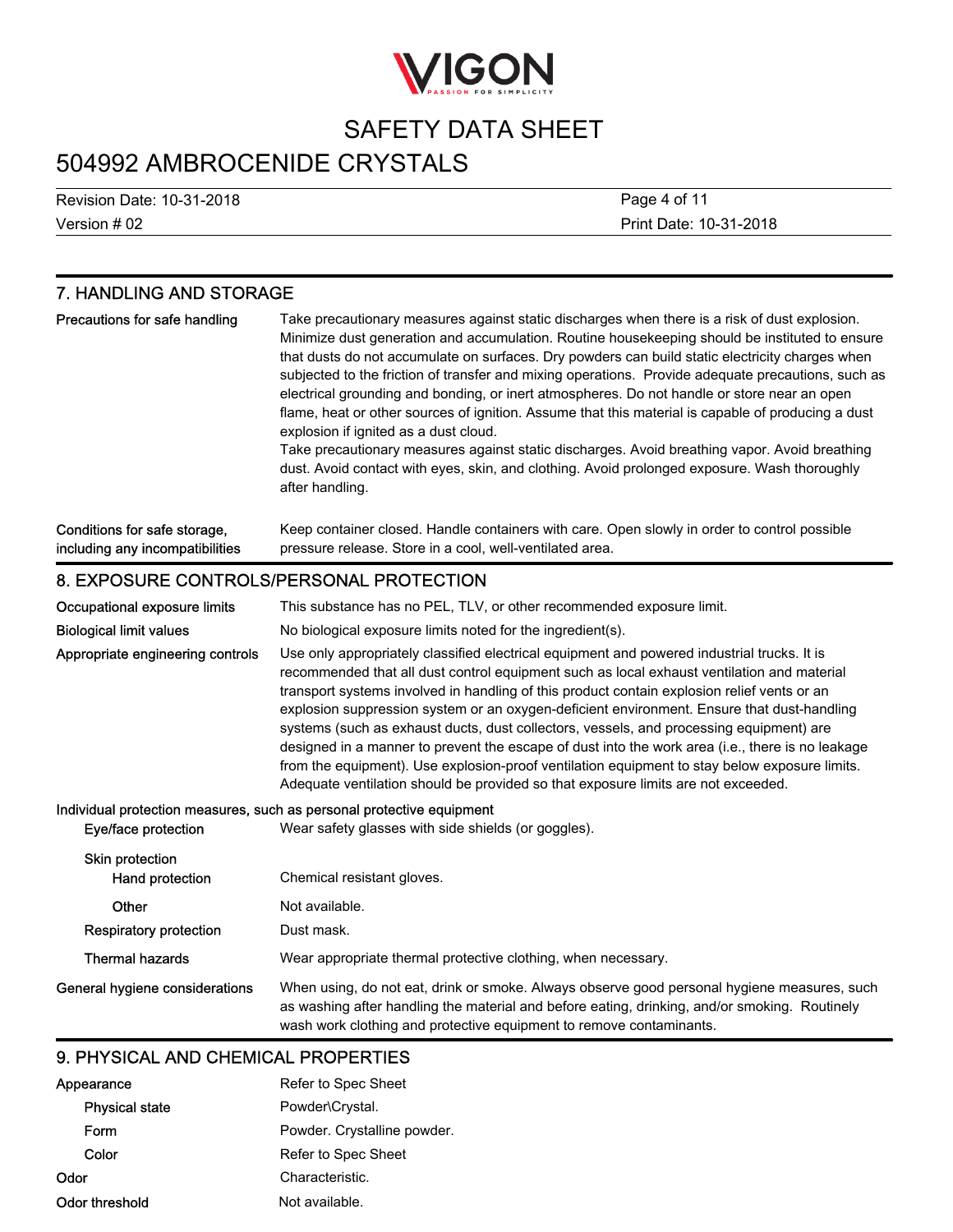## 7. HANDLING AND STORAGE

| | |
|---|---|
| Precautions for safe handling | Take precautionary measures against static discharges when there is a risk of dust explosion. Minimize dust generation and accumulation. Routine housekeeping should be instituted to ensure that dusts do not accumulate on surfaces. Dry powders can build static electricity charges when subjected to the friction of transfer and mixing operations. Provide adequate precautions, such as electrical grounding and bonding, or inert atmospheres. Do not handle or store near an open flame, heat or other sources of ignition. Assume that this material is capable of producing a dust explosion if ignited as a dust cloud. Take precautionary measures against static discharges. Avoid breathing vapor. Avoid breathing dust. Avoid contact with eyes, skin, and clothing. Avoid prolonged exposure. Wash thoroughly after handling. |
| Conditions for safe storage, including any incompatibilities | Keep container closed. Handle containers with care. Open slowly in order to control possible pressure release. Store in a cool, well-ventilated area. |

## 8. EXPOSURE CONTROLS/PERSONAL PROTECTION

| | |
|---|---|
| Occupational exposure limits | This substance has no PEL, TLV, or other recommended exposure limit. |
| Biological limit values | No biological exposure limits noted for the ingredient(s). |
| Appropriate engineering controls | Use only appropriately classified electrical equipment and powered industrial trucks. It is recommended that all dust control equipment such as local exhaust ventilation and material transport systems involved in handling of this product contain explosion relief vents or an explosion suppression system or an oxygen-deficient environment. Ensure that dust-handling systems (such as exhaust ducts, dust collectors, vessels, and processing equipment) are designed in a manner to prevent the escape of dust into the work area (i.e., there is no leakage from the equipment). Use explosion-proof ventilation equipment to stay below exposure limits. Adequate ventilation should be provided so that exposure limits are not exceeded. |

**Individual protection measures, such as personal protective equipment**

| | |
|---|---|
| Eye/face protection | Wear safety glasses with side shields (or goggles). |
| Skin protection | |
| Hand protection | Chemical resistant gloves. |
| Other | Not available. |
| Respiratory protection | Dust mask. |
| Thermal hazards | Wear appropriate thermal protective clothing, when necessary. |
| General hygiene considerations | When using, do not eat, drink or smoke. Always observe good personal hygiene measures, such as washing after handling the material and before eating, drinking, and/or smoking. Routinely wash work clothing and protective equipment to remove contaminants. |

## 9. PHYSICAL AND CHEMICAL PROPERTIES

| | |
|---|---|
| Appearance | Refer to Spec Sheet |
| Physical state | Powder\Crystal. |
| Form | Powder. Crystalline powder. |
| Color | Refer to Spec Sheet |
| Odor | Characteristic. |
| Odor threshold | Not available. |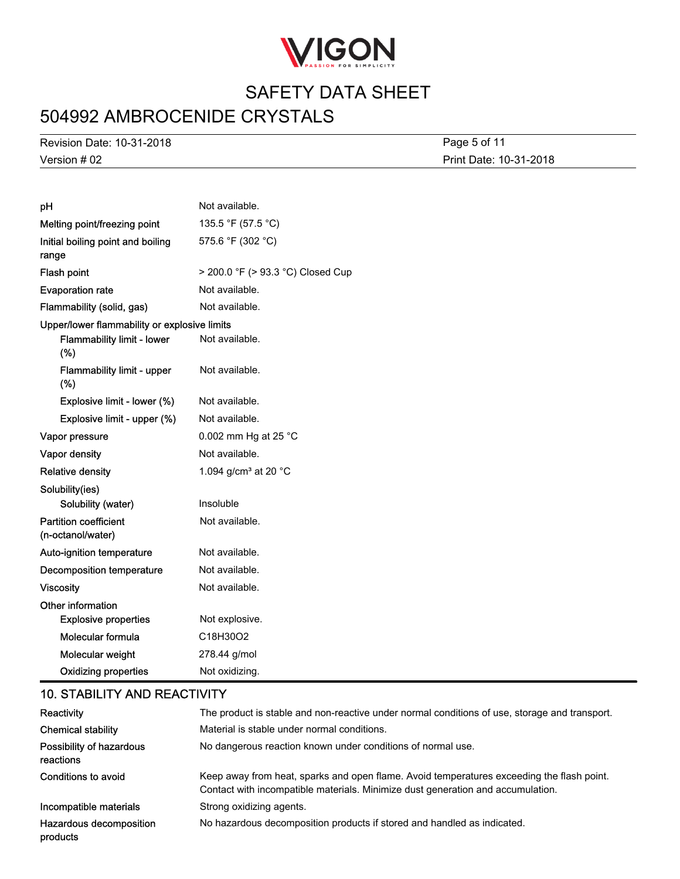| | |
|---|---|
| pH | Not available. |
| Melting point/freezing point | 135.5 °F (57.5 °C) |
| Initial boiling point and boiling range | 575.6 °F (302 °C) |
| Flash point | > 200.0 °F (> 93.3 °C) Closed Cup |
| Evaporation rate | Not available. |
| Flammability (solid, gas) | Not available. |
| Upper/lower flammability or explosive limits | |
| Flammability limit - lower (%) | Not available. |
| Flammability limit - upper (%) | Not available. |
| Explosive limit - lower (%) | Not available. |
| Explosive limit - upper (%) | Not available. |
| Vapor pressure | 0.002 mm Hg at 25 °C |
| Vapor density | Not available. |
| Relative density | 1.094 g/cm³ at 20 °C |
| Solubility(ies) | |
| Solubility (water) | Insoluble |
| Partition coefficient (n-octanol/water) | Not available. |
| Auto-ignition temperature | Not available. |
| Decomposition temperature | Not available. |
| Viscosity | Not available. |
| Other information | |
| Explosive properties | Not explosive. |
| Molecular formula | $C_{18}H_{30}O_2$ |
| Molecular weight | 278.44 g/mol |
| Oxidizing properties | Not oxidizing. |

## 10. STABILITY AND REACTIVITY

| | |
|---|---|
| Reactivity | The product is stable and non-reactive under normal conditions of use, storage and transport. |
| Chemical stability | Material is stable under normal conditions. |
| Possibility of hazardous reactions | No dangerous reaction known under conditions of normal use. |
| Conditions to avoid | Keep away from heat, sparks and open flame. Avoid temperatures exceeding the flash point. Contact with incompatible materials. Minimize dust generation and accumulation. |
| Incompatible materials | Strong oxidizing agents. |
| Hazardous decomposition products | No hazardous decomposition products if stored and handled as indicated. |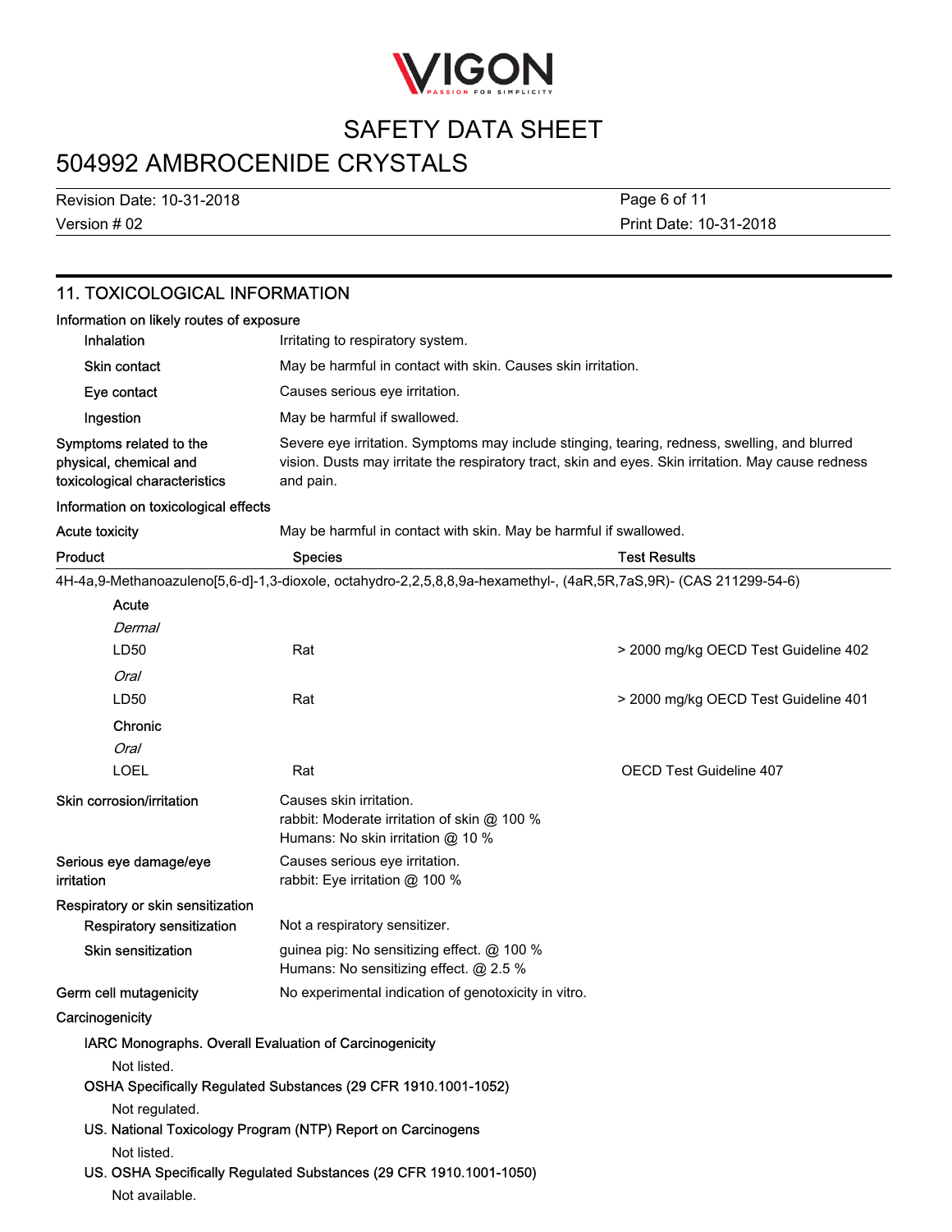## 11. TOXICOLOGICAL INFORMATION

**Information on likely routes of exposure**

| | |
|---|---|
| Inhalation | Irritating to respiratory system. |
| Skin contact | May be harmful in contact with skin. Causes skin irritation. |
| Eye contact | Causes serious eye irritation. |
| Ingestion | May be harmful if swallowed. |
| Symptoms related to the physical, chemical and toxicological characteristics | Severe eye irritation. Symptoms may include stinging, tearing, redness, swelling, and blurred vision. Dusts may irritate the respiratory tract, skin and eyes. Skin irritation. May cause redness and pain. |

**Information on toxicological effects**

**Acute toxicity** May be harmful in contact with skin. May be harmful if swallowed.

| Product | Species | Test Results |
|---|---|---|
| 4H-4a,9-Methanoazuleno[5,6-d]-1,3-dioxole, octahydro-2,2,5,8,8,9a-hexamethyl-, (4aR,5R,7aS,9R)- (CAS 211299-54-6) | | |
| Acute | | |
| *Dermal* | | |
| LD50 | Rat | > 2000 mg/kg OECD Test Guideline 402 |
| *Oral* | | |
| LD50 | Rat | > 2000 mg/kg OECD Test Guideline 401 |
| Chronic | | |
| *Oral* | | |
| LOEL | Rat | OECD Test Guideline 407 |

**Skin corrosion/irritation**
Causes skin irritation.
rabbit: Moderate irritation of skin @ 100 %
Humans: No skin irritation @ 10 %

**Serious eye damage/eye irritation**
Causes serious eye irritation.
rabbit: Eye irritation @ 100 %

**Respiratory or skin sensitization**

**Respiratory sensitization** Not a respiratory sensitizer.

**Skin sensitization**
guinea pig: No sensitizing effect. @ 100 %
Humans: No sensitizing effect. @ 2.5 %

**Germ cell mutagenicity** No experimental indication of genotoxicity in vitro.

**Carcinogenicity**

**IARC Monographs. Overall Evaluation of Carcinogenicity**
Not listed.

**OSHA Specifically Regulated Substances (29 CFR 1910.1001-1052)**
Not regulated.

**US. National Toxicology Program (NTP) Report on Carcinogens**
Not listed.

**US. OSHA Specifically Regulated Substances (29 CFR 1910.1001-1050)**
Not available.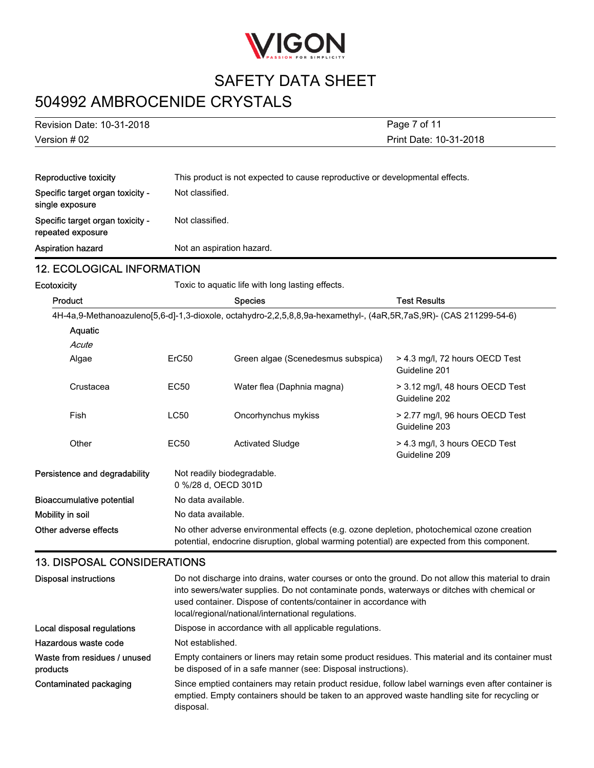| | |
|---|---|
| Reproductive toxicity | This product is not expected to cause reproductive or developmental effects. |
| Specific target organ toxicity - single exposure | Not classified. |
| Specific target organ toxicity - repeated exposure | Not classified. |
| Aspiration hazard | Not an aspiration hazard. |

## 12. ECOLOGICAL INFORMATION

**Ecotoxicity** Toxic to aquatic life with long lasting effects.

| Product | | Species | Test Results |
|---|---|---|---|
| 4H-4a,9-Methanoazuleno[5,6-d]-1,3-dioxole, octahydro-2,2,5,8,8,9a-hexamethyl-, (4aR,5R,7aS,9R)- (CAS 211299-54-6) | | | |
| Aquatic | | | |
| *Acute* | | | |
| Algae | ErC50 | Green algae (Scenedesmus subspica) | > 4.3 mg/l, 72 hours OECD Test Guideline 201 |
| Crustacea | EC50 | Water flea (Daphnia magna) | > 3.12 mg/l, 48 hours OECD Test Guideline 202 |
| Fish | LC50 | Oncorhynchus mykiss | > 2.77 mg/l, 96 hours OECD Test Guideline 203 |
| Other | EC50 | Activated Sludge | > 4.3 mg/l, 3 hours OECD Test Guideline 209 |

| | |
|---|---|
| Persistence and degradability | Not readily biodegradable.<br>0 %/28 d, OECD 301D |
| Bioaccumulative potential | No data available. |
| Mobility in soil | No data available. |
| Other adverse effects | No other adverse environmental effects (e.g. ozone depletion, photochemical ozone creation potential, endocrine disruption, global warming potential) are expected from this component. |

## 13. DISPOSAL CONSIDERATIONS

| | |
|---|---|
| Disposal instructions | Do not discharge into drains, water courses or onto the ground. Do not allow this material to drain into sewers/water supplies. Do not contaminate ponds, waterways or ditches with chemical or used container. Dispose of contents/container in accordance with local/regional/national/international regulations. |
| Local disposal regulations | Dispose in accordance with all applicable regulations. |
| Hazardous waste code | Not established. |
| Waste from residues / unused products | Empty containers or liners may retain some product residues. This material and its container must be disposed of in a safe manner (see: Disposal instructions). |
| Contaminated packaging | Since emptied containers may retain product residue, follow label warnings even after container is emptied. Empty containers should be taken to an approved waste handling site for recycling or disposal. |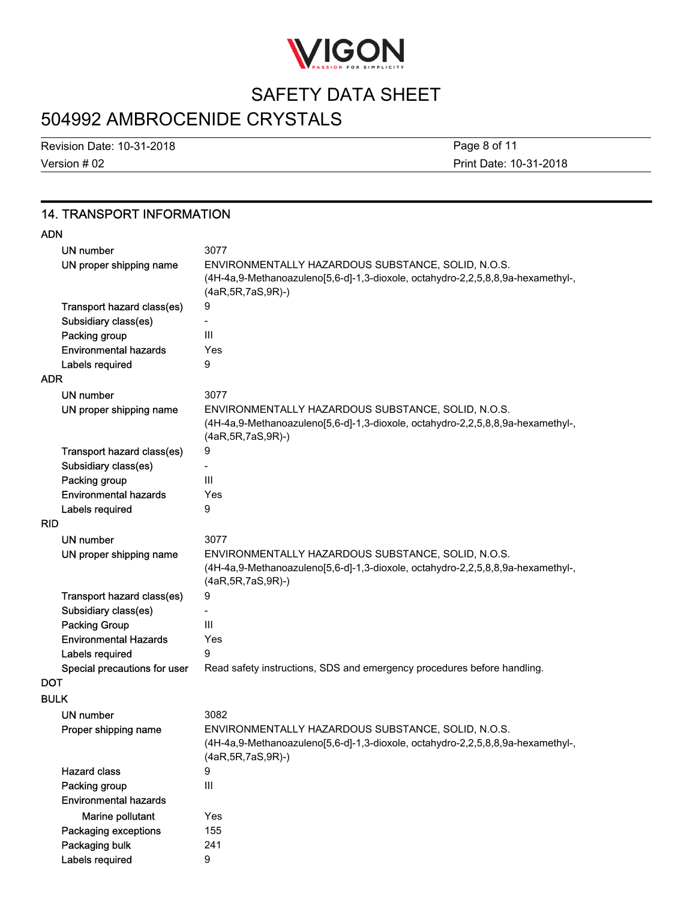## 14. TRANSPORT INFORMATION

**ADN**

| | |
|---|---|
| UN number | 3077 |
| UN proper shipping name | ENVIRONMENTALLY HAZARDOUS SUBSTANCE, SOLID, N.O.S. (4H-4a,9-Methanoazuleno[5,6-d]-1,3-dioxole, octahydro-2,2,5,8,8,9a-hexamethyl-, (4aR,5R,7aS,9R)-) |
| Transport hazard class(es) | 9 |
| Subsidiary class(es) | - |
| Packing group | III |
| Environmental hazards | Yes |
| Labels required | 9 |

**ADR**

| | |
|---|---|
| UN number | 3077 |
| UN proper shipping name | ENVIRONMENTALLY HAZARDOUS SUBSTANCE, SOLID, N.O.S. (4H-4a,9-Methanoazuleno[5,6-d]-1,3-dioxole, octahydro-2,2,5,8,8,9a-hexamethyl-, (4aR,5R,7aS,9R)-) |
| Transport hazard class(es) | 9 |
| Subsidiary class(es) | - |
| Packing group | III |
| Environmental hazards | Yes |
| Labels required | 9 |

**RID**

| | |
|---|---|
| UN number | 3077 |
| UN proper shipping name | ENVIRONMENTALLY HAZARDOUS SUBSTANCE, SOLID, N.O.S. (4H-4a,9-Methanoazuleno[5,6-d]-1,3-dioxole, octahydro-2,2,5,8,8,9a-hexamethyl-, (4aR,5R,7aS,9R)-) |
| Transport hazard class(es) | 9 |
| Subsidiary class(es) | - |
| Packing Group | III |
| Environmental Hazards | Yes |
| Labels required | 9 |
| Special precautions for user | Read safety instructions, SDS and emergency procedures before handling. |

**DOT**

**BULK**

| | |
|---|---|
| UN number | 3082 |
| Proper shipping name | ENVIRONMENTALLY HAZARDOUS SUBSTANCE, SOLID, N.O.S. (4H-4a,9-Methanoazuleno[5,6-d]-1,3-dioxole, octahydro-2,2,5,8,8,9a-hexamethyl-, (4aR,5R,7aS,9R)-) |
| Hazard class | 9 |
| Packing group | III |
| Environmental hazards | |
| Marine pollutant | Yes |
| Packaging exceptions | 155 |
| Packaging bulk | 241 |
| Labels required | 9 |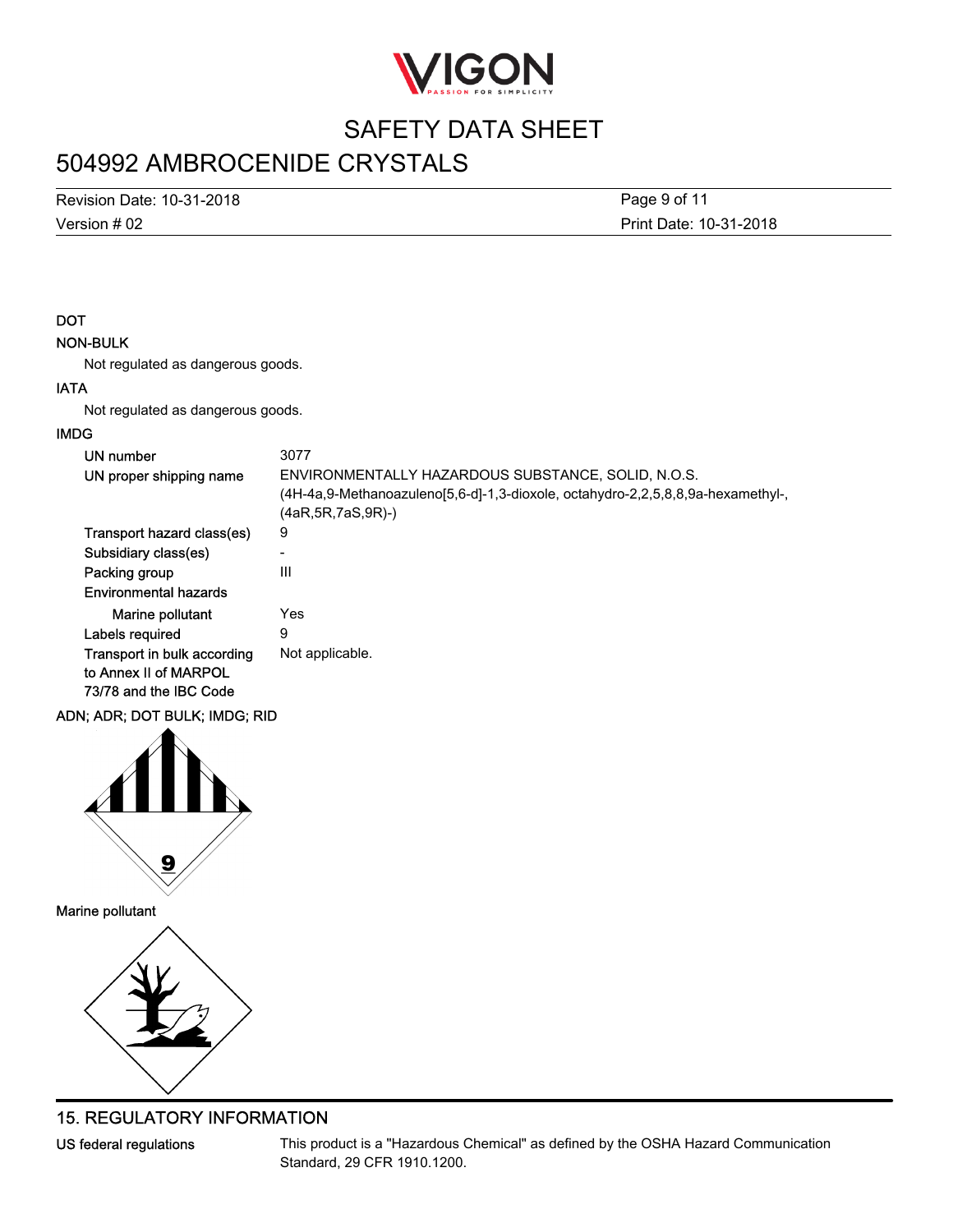DOT

NON-BULK

Not regulated as dangerous goods.

IATA

Not regulated as dangerous goods.

IMDG

| | |
|---|---|
| UN number | 3077 |
| UN proper shipping name | ENVIRONMENTALLY HAZARDOUS SUBSTANCE, SOLID, N.O.S. (4H-4a,9-Methanoazuleno[5,6-d]-1,3-dioxole, octahydro-2,2,5,8,8,9a-hexamethyl-, (4aR,5R,7aS,9R)-) |
| Transport hazard class(es) | 9 |
| Subsidiary class(es) | - |
| Packing group | III |
| Environmental hazards | |
| Marine pollutant | Yes |
| Labels required | 9 |
| Transport in bulk according to Annex II of MARPOL 73/78 and the IBC Code | Not applicable. |

ADN; ADR; DOT BULK; IMDG; RID

Marine pollutant

## 15. REGULATORY INFORMATION

US federal regulations — This product is a "Hazardous Chemical" as defined by the OSHA Hazard Communication Standard, 29 CFR 1910.1200.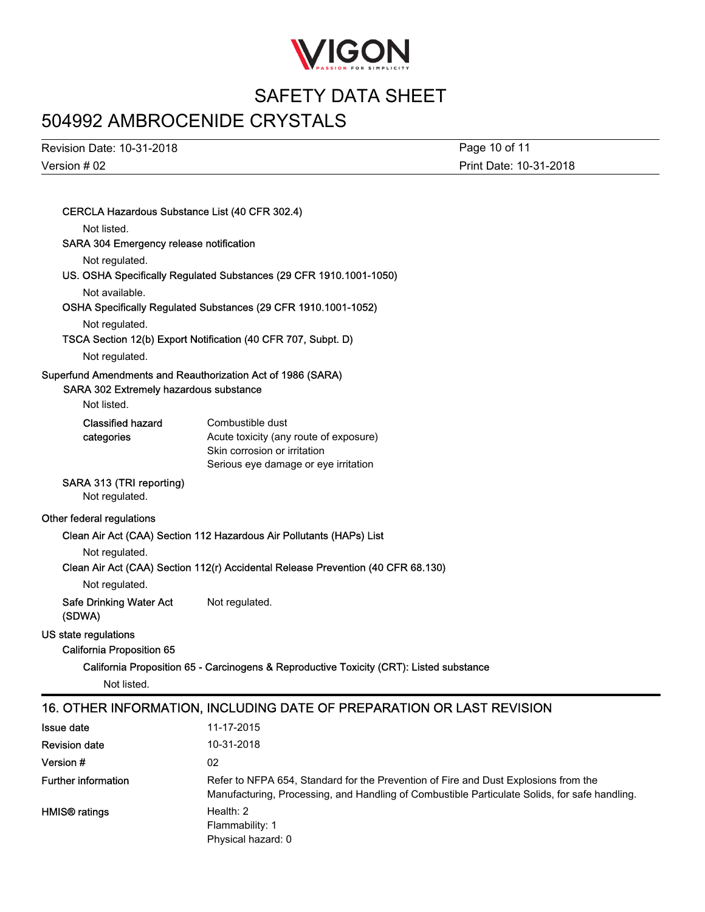**CERCLA Hazardous Substance List (40 CFR 302.4)**

Not listed.

**SARA 304 Emergency release notification**

Not regulated.

**US. OSHA Specifically Regulated Substances (29 CFR 1910.1001-1050)**

Not available.

**OSHA Specifically Regulated Substances (29 CFR 1910.1001-1052)**

Not regulated.

**TSCA Section 12(b) Export Notification (40 CFR 707, Subpt. D)**

Not regulated.

**Superfund Amendments and Reauthorization Act of 1986 (SARA)**

**SARA 302 Extremely hazardous substance**

Not listed.

| | |
|---|---|
| **Classified hazard categories** | Combustible dust<br>Acute toxicity (any route of exposure)<br>Skin corrosion or irritation<br>Serious eye damage or eye irritation |

**SARA 313 (TRI reporting)**

Not regulated.

**Other federal regulations**

**Clean Air Act (CAA) Section 112 Hazardous Air Pollutants (HAPs) List**

Not regulated.

**Clean Air Act (CAA) Section 112(r) Accidental Release Prevention (40 CFR 68.130)**

Not regulated.

| | |
|---|---|
| **Safe Drinking Water Act (SDWA)** | Not regulated. |

**US state regulations**

**California Proposition 65**

**California Proposition 65 - Carcinogens & Reproductive Toxicity (CRT): Listed substance**

Not listed.

## 16. OTHER INFORMATION, INCLUDING DATE OF PREPARATION OR LAST REVISION

| | |
|---|---|
| **Issue date** | 11-17-2015 |
| **Revision date** | 10-31-2018 |
| **Version #** | 02 |
| **Further information** | Refer to NFPA 654, Standard for the Prevention of Fire and Dust Explosions from the Manufacturing, Processing, and Handling of Combustible Particulate Solids, for safe handling. |
| **HMIS® ratings** | Health: 2<br>Flammability: 1<br>Physical hazard: 0 |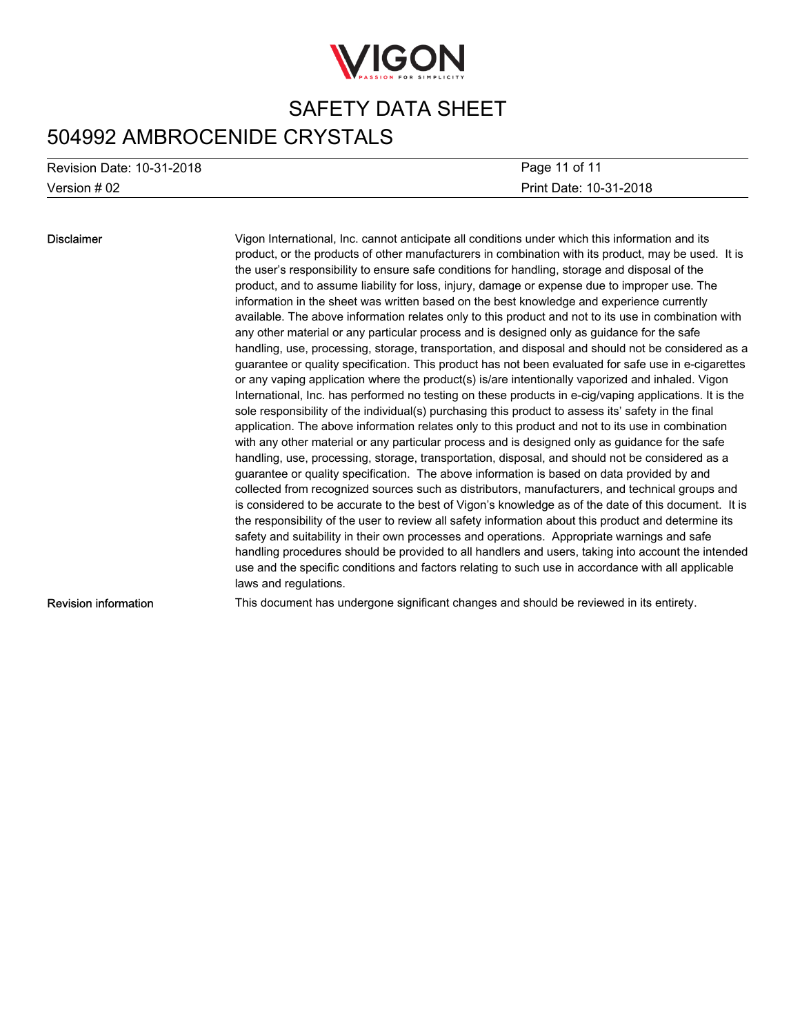| | |
|---|---|
| Disclaimer | Vigon International, Inc. cannot anticipate all conditions under which this information and its product, or the products of other manufacturers in combination with its product, may be used. It is the user's responsibility to ensure safe conditions for handling, storage and disposal of the product, and to assume liability for loss, injury, damage or expense due to improper use. The information in the sheet was written based on the best knowledge and experience currently available. The above information relates only to this product and not to its use in combination with any other material or any particular process and is designed only as guidance for the safe handling, use, processing, storage, transportation, and disposal and should not be considered as a guarantee or quality specification. This product has not been evaluated for safe use in e-cigarettes or any vaping application where the product(s) is/are intentionally vaporized and inhaled. Vigon International, Inc. has performed no testing on these products in e-cig/vaping applications. It is the sole responsibility of the individual(s) purchasing this product to assess its' safety in the final application. The above information relates only to this product and not to its use in combination with any other material or any particular process and is designed only as guidance for the safe handling, use, processing, storage, transportation, disposal, and should not be considered as a guarantee or quality specification. The above information is based on data provided by and collected from recognized sources such as distributors, manufacturers, and technical groups and is considered to be accurate to the best of Vigon's knowledge as of the date of this document. It is the responsibility of the user to review all safety information about this product and determine its safety and suitability in their own processes and operations. Appropriate warnings and safe handling procedures should be provided to all handlers and users, taking into account the intended use and the specific conditions and factors relating to such use in accordance with all applicable laws and regulations. |
| Revision information | This document has undergone significant changes and should be reviewed in its entirety. |